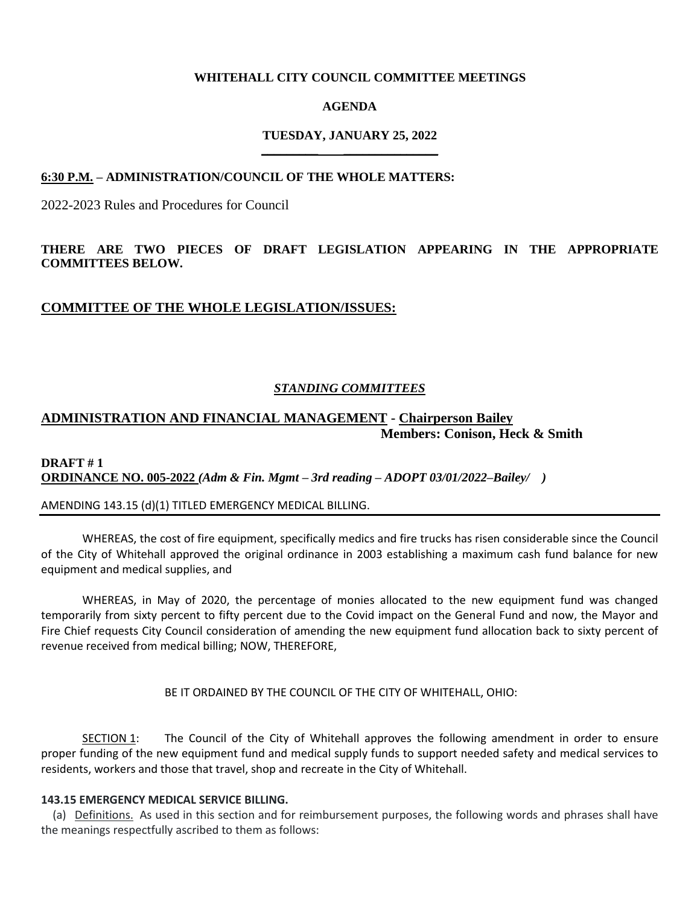**WHITEHALL CITY COUNCIL COMMITTEE MEETINGS**

**AGENDA**

**TUESDAY, JANUARY 25, 2022**

**6:30 P.M. – ADMINISTRATION/COUNCIL OF THE WHOLE MATTERS:**

2022-2023 Rules and Procedures for Council

**THERE ARE TWO PIECES OF DRAFT LEGISLATION APPEARING IN THE APPROPRIATE COMMITTEES BELOW.**

## COMMITTEE OF THE WHOLE LEGISLATION/ISSUES:

### *STANDING COMMITTEES*

## ADMINISTRATION AND FINANCIAL MANAGEMENT - Chairperson Bailey

**Members: Conison, Heck & Smith**

**DRAFT # 1**

**ORDINANCE NO. 005-2022** ***(Adm & Fin. Mgmt – 3rd reading – ADOPT 03/01/2022–Bailey/ )***

AMENDING 143.15 (d)(1) TITLED EMERGENCY MEDICAL BILLING.

WHEREAS, the cost of fire equipment, specifically medics and fire trucks has risen considerable since the Council of the City of Whitehall approved the original ordinance in 2003 establishing a maximum cash fund balance for new equipment and medical supplies, and

WHEREAS, in May of 2020, the percentage of monies allocated to the new equipment fund was changed temporarily from sixty percent to fifty percent due to the Covid impact on the General Fund and now, the Mayor and Fire Chief requests City Council consideration of amending the new equipment fund allocation back to sixty percent of revenue received from medical billing; NOW, THEREFORE,

BE IT ORDAINED BY THE COUNCIL OF THE CITY OF WHITEHALL, OHIO:

SECTION 1: The Council of the City of Whitehall approves the following amendment in order to ensure proper funding of the new equipment fund and medical supply funds to support needed safety and medical services to residents, workers and those that travel, shop and recreate in the City of Whitehall.

**143.15 EMERGENCY MEDICAL SERVICE BILLING.**

(a) Definitions. As used in this section and for reimbursement purposes, the following words and phrases shall have the meanings respectfully ascribed to them as follows: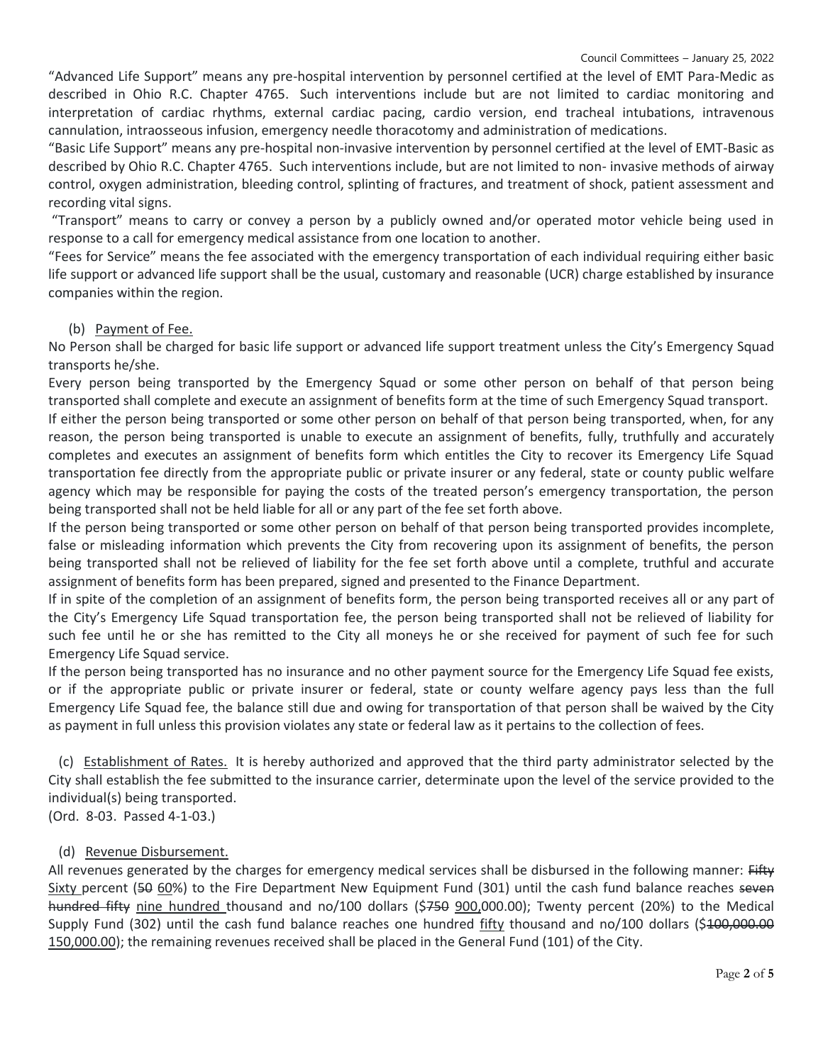"Advanced Life Support" means any pre-hospital intervention by personnel certified at the level of EMT Para-Medic as described in Ohio R.C. Chapter 4765. Such interventions include but are not limited to cardiac monitoring and interpretation of cardiac rhythms, external cardiac pacing, cardio version, end tracheal intubations, intravenous cannulation, intraosseous infusion, emergency needle thoracotomy and administration of medications.

"Basic Life Support" means any pre-hospital non-invasive intervention by personnel certified at the level of EMT-Basic as described by Ohio R.C. Chapter 4765. Such interventions include, but are not limited to non- invasive methods of airway control, oxygen administration, bleeding control, splinting of fractures, and treatment of shock, patient assessment and recording vital signs.

"Transport" means to carry or convey a person by a publicly owned and/or operated motor vehicle being used in response to a call for emergency medical assistance from one location to another.

"Fees for Service" means the fee associated with the emergency transportation of each individual requiring either basic life support or advanced life support shall be the usual, customary and reasonable (UCR) charge established by insurance companies within the region.

(b) Payment of Fee.

No Person shall be charged for basic life support or advanced life support treatment unless the City's Emergency Squad transports he/she.

Every person being transported by the Emergency Squad or some other person on behalf of that person being transported shall complete and execute an assignment of benefits form at the time of such Emergency Squad transport.

If either the person being transported or some other person on behalf of that person being transported, when, for any reason, the person being transported is unable to execute an assignment of benefits, fully, truthfully and accurately completes and executes an assignment of benefits form which entitles the City to recover its Emergency Life Squad transportation fee directly from the appropriate public or private insurer or any federal, state or county public welfare agency which may be responsible for paying the costs of the treated person's emergency transportation, the person being transported shall not be held liable for all or any part of the fee set forth above.

If the person being transported or some other person on behalf of that person being transported provides incomplete, false or misleading information which prevents the City from recovering upon its assignment of benefits, the person being transported shall not be relieved of liability for the fee set forth above until a complete, truthful and accurate assignment of benefits form has been prepared, signed and presented to the Finance Department.

If in spite of the completion of an assignment of benefits form, the person being transported receives all or any part of the City's Emergency Life Squad transportation fee, the person being transported shall not be relieved of liability for such fee until he or she has remitted to the City all moneys he or she received for payment of such fee for such Emergency Life Squad service.

If the person being transported has no insurance and no other payment source for the Emergency Life Squad fee exists, or if the appropriate public or private insurer or federal, state or county welfare agency pays less than the full Emergency Life Squad fee, the balance still due and owing for transportation of that person shall be waived by the City as payment in full unless this provision violates any state or federal law as it pertains to the collection of fees.

(c) Establishment of Rates. It is hereby authorized and approved that the third party administrator selected by the City shall establish the fee submitted to the insurance carrier, determinate upon the level of the service provided to the individual(s) being transported.
(Ord. 8-03. Passed 4-1-03.)

(d) Revenue Disbursement.

All revenues generated by the charges for emergency medical services shall be disbursed in the following manner: ~~Fifty~~ Sixty percent (~~50~~ 60%) to the Fire Department New Equipment Fund (301) until the cash fund balance reaches ~~seven hundred fifty~~ nine hundred thousand and no/100 dollars ($~~750~~ 900,000.00); Twenty percent (20%) to the Medical Supply Fund (302) until the cash fund balance reaches one hundred fifty thousand and no/100 dollars ($~~100,000.00~~ 150,000.00); the remaining revenues received shall be placed in the General Fund (101) of the City.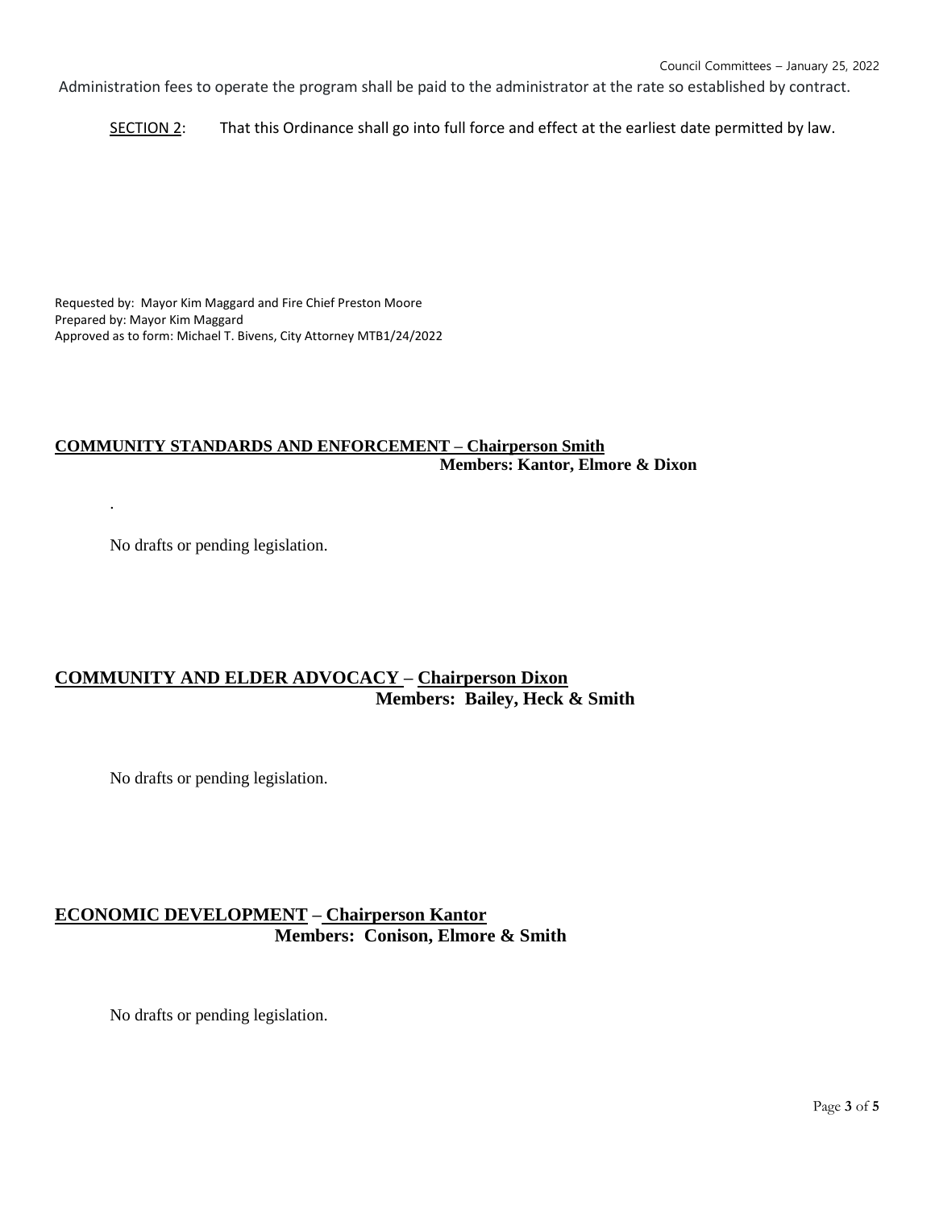Administration fees to operate the program shall be paid to the administrator at the rate so established by contract.

SECTION 2: That this Ordinance shall go into full force and effect at the earliest date permitted by law.

Requested by: Mayor Kim Maggard and Fire Chief Preston Moore
Prepared by: Mayor Kim Maggard
Approved as to form: Michael T. Bivens, City Attorney MTB1/24/2022

## COMMUNITY STANDARDS AND ENFORCEMENT – Chairperson Smith

**Members: Kantor, Elmore & Dixon**

.

No drafts or pending legislation.

## COMMUNITY AND ELDER ADVOCACY – Chairperson Dixon

**Members: Bailey, Heck & Smith**

No drafts or pending legislation.

## ECONOMIC DEVELOPMENT – Chairperson Kantor

**Members: Conison, Elmore & Smith**

No drafts or pending legislation.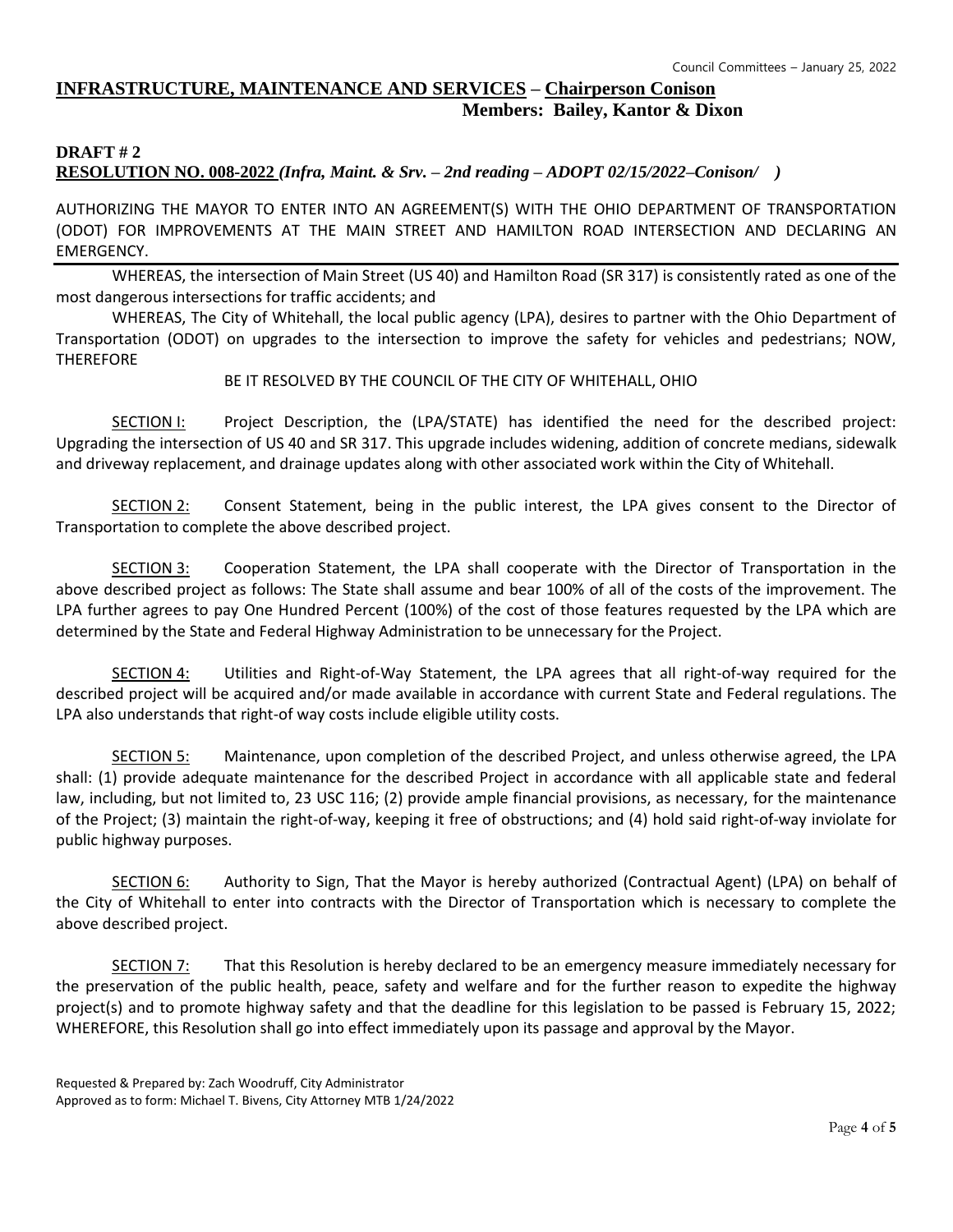## INFRASTRUCTURE, MAINTENANCE AND SERVICES – Chairperson Conison

**Members: Bailey, Kantor & Dixon**

**DRAFT # 2**

**RESOLUTION NO. 008-2022** ***(Infra, Maint. & Srv. – 2nd reading – ADOPT 02/15/2022–Conison/ )***

AUTHORIZING THE MAYOR TO ENTER INTO AN AGREEMENT(S) WITH THE OHIO DEPARTMENT OF TRANSPORTATION (ODOT) FOR IMPROVEMENTS AT THE MAIN STREET AND HAMILTON ROAD INTERSECTION AND DECLARING AN EMERGENCY.

WHEREAS, the intersection of Main Street (US 40) and Hamilton Road (SR 317) is consistently rated as one of the most dangerous intersections for traffic accidents; and

WHEREAS, The City of Whitehall, the local public agency (LPA), desires to partner with the Ohio Department of Transportation (ODOT) on upgrades to the intersection to improve the safety for vehicles and pedestrians; NOW, THEREFORE

BE IT RESOLVED BY THE COUNCIL OF THE CITY OF WHITEHALL, OHIO

SECTION I: Project Description, the (LPA/STATE) has identified the need for the described project: Upgrading the intersection of US 40 and SR 317. This upgrade includes widening, addition of concrete medians, sidewalk and driveway replacement, and drainage updates along with other associated work within the City of Whitehall.

SECTION 2: Consent Statement, being in the public interest, the LPA gives consent to the Director of Transportation to complete the above described project.

SECTION 3: Cooperation Statement, the LPA shall cooperate with the Director of Transportation in the above described project as follows: The State shall assume and bear 100% of all of the costs of the improvement. The LPA further agrees to pay One Hundred Percent (100%) of the cost of those features requested by the LPA which are determined by the State and Federal Highway Administration to be unnecessary for the Project.

SECTION 4: Utilities and Right-of-Way Statement, the LPA agrees that all right-of-way required for the described project will be acquired and/or made available in accordance with current State and Federal regulations. The LPA also understands that right-of way costs include eligible utility costs.

SECTION 5: Maintenance, upon completion of the described Project, and unless otherwise agreed, the LPA shall: (1) provide adequate maintenance for the described Project in accordance with all applicable state and federal law, including, but not limited to, 23 USC 116; (2) provide ample financial provisions, as necessary, for the maintenance of the Project; (3) maintain the right-of-way, keeping it free of obstructions; and (4) hold said right-of-way inviolate for public highway purposes.

SECTION 6: Authority to Sign, That the Mayor is hereby authorized (Contractual Agent) (LPA) on behalf of the City of Whitehall to enter into contracts with the Director of Transportation which is necessary to complete the above described project.

SECTION 7: That this Resolution is hereby declared to be an emergency measure immediately necessary for the preservation of the public health, peace, safety and welfare and for the further reason to expedite the highway project(s) and to promote highway safety and that the deadline for this legislation to be passed is February 15, 2022; WHEREFORE, this Resolution shall go into effect immediately upon its passage and approval by the Mayor.

Requested & Prepared by: Zach Woodruff, City Administrator
Approved as to form: Michael T. Bivens, City Attorney MTB 1/24/2022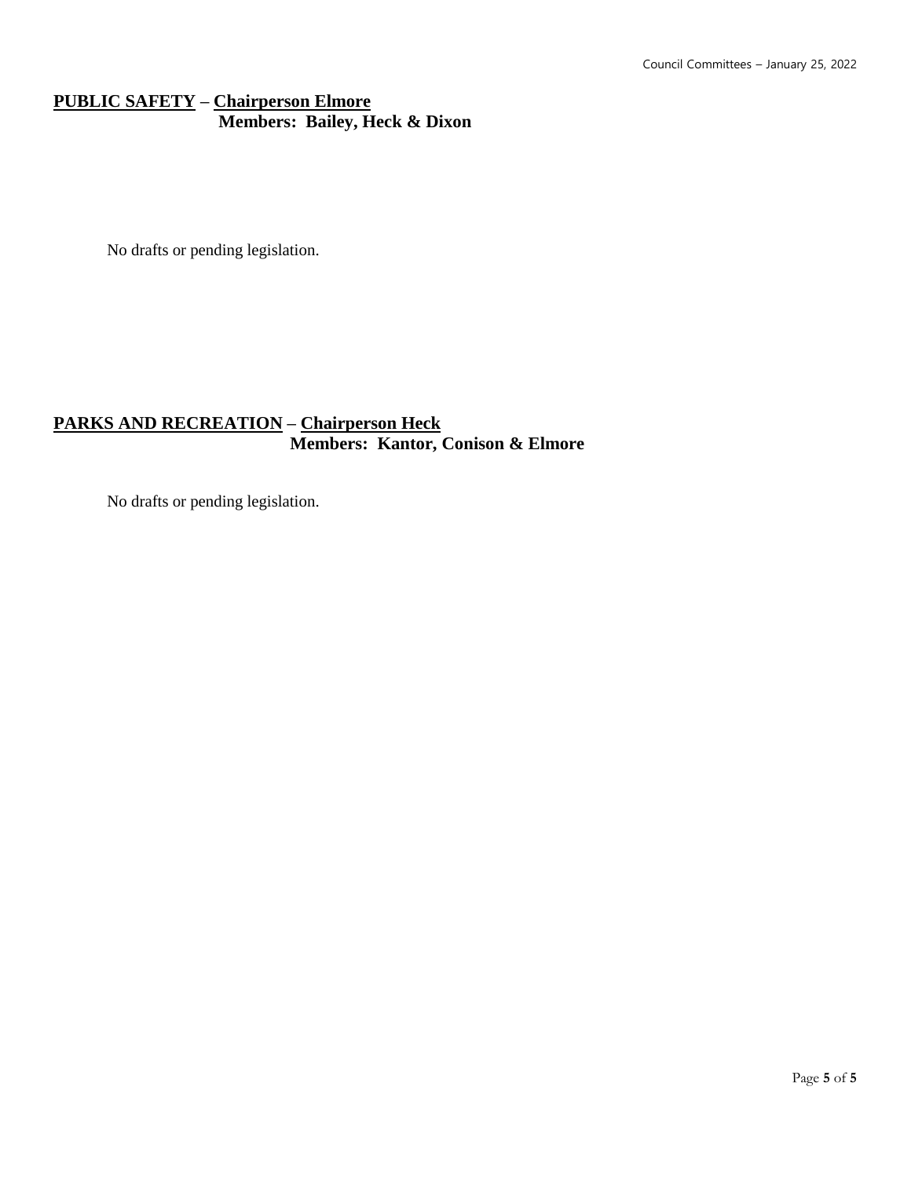**<u>PUBLIC SAFETY</u> – <u>Chairperson Elmore</u>**
**Members: Bailey, Heck & Dixon**

No drafts or pending legislation.

**<u>PARKS AND RECREATION</u> – <u>Chairperson Heck</u>**
**Members: Kantor, Conison & Elmore**

No drafts or pending legislation.